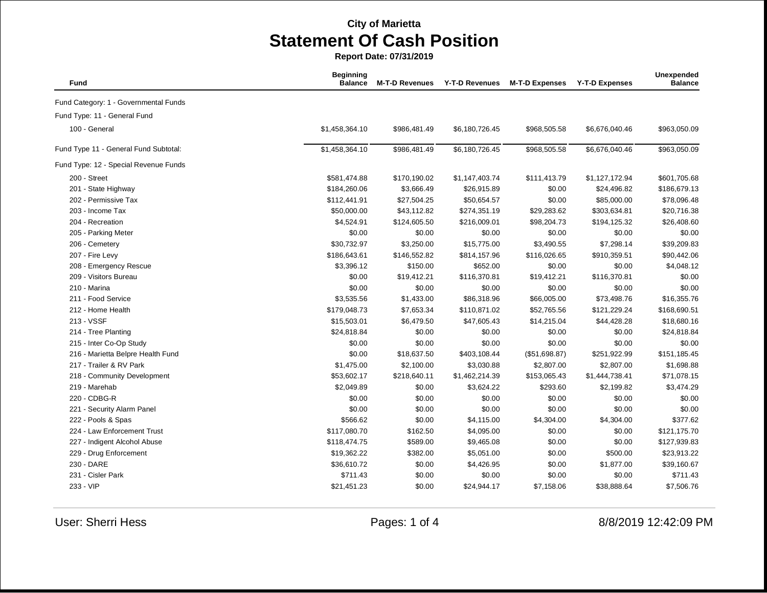**City of Marietta**

# Statement Of Cash Position

**Report Date: 07/31/2019**

| Fund | Beginning Balance | M-T-D Revenues | Y-T-D Revenues | M-T-D Expenses | Y-T-D Expenses | Unexpended Balance |
|---|---|---|---|---|---|---|
| Fund Category: 1 - Governmental Funds | | | | | | |
| Fund Type: 11 - General Fund | | | | | | |
| 100 - General | $1,458,364.10 | $986,481.49 | $6,180,726.45 | $968,505.58 | $6,676,040.46 | $963,050.09 |
| Fund Type 11 - General Fund Subtotal: | $1,458,364.10 | $986,481.49 | $6,180,726.45 | $968,505.58 | $6,676,040.46 | $963,050.09 |
| Fund Type: 12 - Special Revenue Funds | | | | | | |
| 200 - Street | $581,474.88 | $170,190.02 | $1,147,403.74 | $111,413.79 | $1,127,172.94 | $601,705.68 |
| 201 - State Highway | $184,260.06 | $3,666.49 | $26,915.89 | $0.00 | $24,496.82 | $186,679.13 |
| 202 - Permissive Tax | $112,441.91 | $27,504.25 | $50,654.57 | $0.00 | $85,000.00 | $78,096.48 |
| 203 - Income Tax | $50,000.00 | $43,112.82 | $274,351.19 | $29,283.62 | $303,634.81 | $20,716.38 |
| 204 - Recreation | $4,524.91 | $124,605.50 | $216,009.01 | $98,204.73 | $194,125.32 | $26,408.60 |
| 205 - Parking Meter | $0.00 | $0.00 | $0.00 | $0.00 | $0.00 | $0.00 |
| 206 - Cemetery | $30,732.97 | $3,250.00 | $15,775.00 | $3,490.55 | $7,298.14 | $39,209.83 |
| 207 - Fire Levy | $186,643.61 | $146,552.82 | $814,157.96 | $116,026.65 | $910,359.51 | $90,442.06 |
| 208 - Emergency Rescue | $3,396.12 | $150.00 | $652.00 | $0.00 | $0.00 | $4,048.12 |
| 209 - Visitors Bureau | $0.00 | $19,412.21 | $116,370.81 | $19,412.21 | $116,370.81 | $0.00 |
| 210 - Marina | $0.00 | $0.00 | $0.00 | $0.00 | $0.00 | $0.00 |
| 211 - Food Service | $3,535.56 | $1,433.00 | $86,318.96 | $66,005.00 | $73,498.76 | $16,355.76 |
| 212 - Home Health | $179,048.73 | $7,653.34 | $110,871.02 | $52,765.56 | $121,229.24 | $168,690.51 |
| 213 - VSSF | $15,503.01 | $6,479.50 | $47,605.43 | $14,215.04 | $44,428.28 | $18,680.16 |
| 214 - Tree Planting | $24,818.84 | $0.00 | $0.00 | $0.00 | $0.00 | $24,818.84 |
| 215 - Inter Co-Op Study | $0.00 | $0.00 | $0.00 | $0.00 | $0.00 | $0.00 |
| 216 - Marietta Belpre Health Fund | $0.00 | $18,637.50 | $403,108.44 | ($51,698.87) | $251,922.99 | $151,185.45 |
| 217 - Trailer & RV Park | $1,475.00 | $2,100.00 | $3,030.88 | $2,807.00 | $2,807.00 | $1,698.88 |
| 218 - Community Development | $53,602.17 | $218,640.11 | $1,462,214.39 | $153,065.43 | $1,444,738.41 | $71,078.15 |
| 219 - Marehab | $2,049.89 | $0.00 | $3,624.22 | $293.60 | $2,199.82 | $3,474.29 |
| 220 - CDBG-R | $0.00 | $0.00 | $0.00 | $0.00 | $0.00 | $0.00 |
| 221 - Security Alarm Panel | $0.00 | $0.00 | $0.00 | $0.00 | $0.00 | $0.00 |
| 222 - Pools & Spas | $566.62 | $0.00 | $4,115.00 | $4,304.00 | $4,304.00 | $377.62 |
| 224 - Law Enforcement Trust | $117,080.70 | $162.50 | $4,095.00 | $0.00 | $0.00 | $121,175.70 |
| 227 - Indigent Alcohol Abuse | $118,474.75 | $589.00 | $9,465.08 | $0.00 | $0.00 | $127,939.83 |
| 229 - Drug Enforcement | $19,362.22 | $382.00 | $5,051.00 | $0.00 | $500.00 | $23,913.22 |
| 230 - DARE | $36,610.72 | $0.00 | $4,426.95 | $0.00 | $1,877.00 | $39,160.67 |
| 231 - Cisler Park | $711.43 | $0.00 | $0.00 | $0.00 | $0.00 | $711.43 |
| 233 - VIP | $21,451.23 | $0.00 | $24,944.17 | $7,158.06 | $38,888.64 | $7,506.76 |

User: Sherri Hess

8/8/2019 12:42:09 PM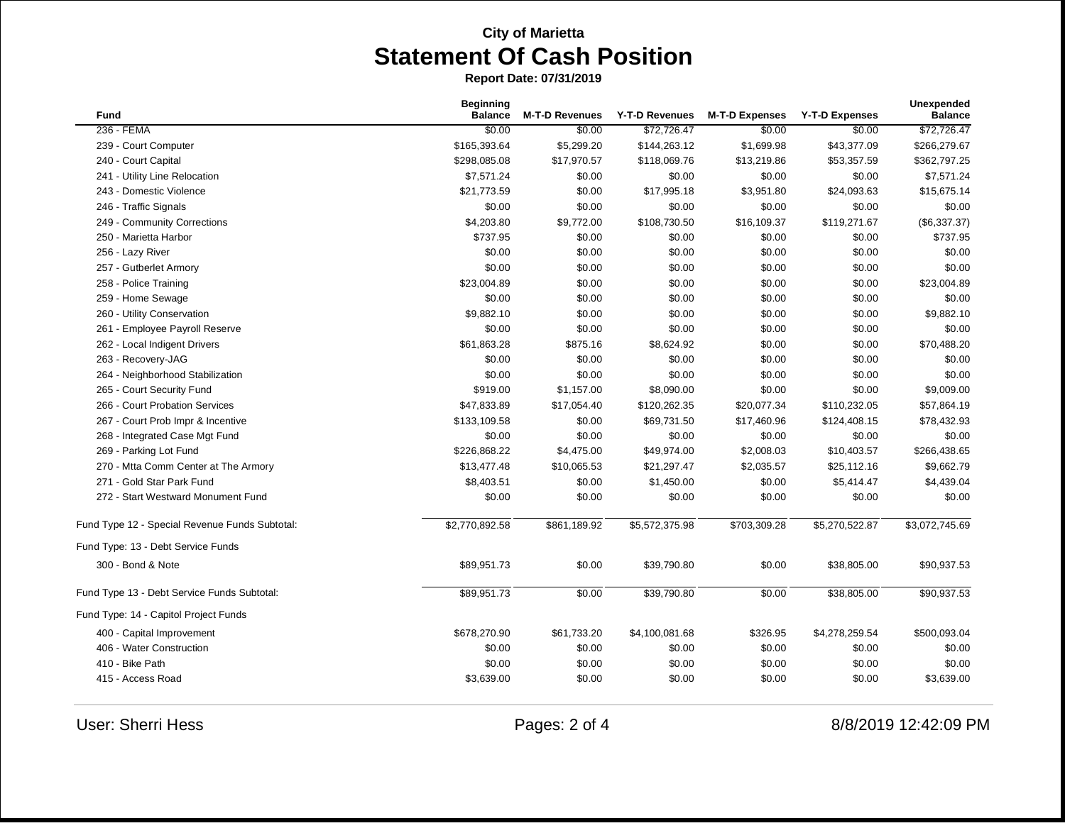## City of Marietta

# Statement Of Cash Position

**Report Date: 07/31/2019**

| Fund | Beginning Balance | M-T-D Revenues | Y-T-D Revenues | M-T-D Expenses | Y-T-D Expenses | Unexpended Balance |
|---|---|---|---|---|---|---|
| 236 - FEMA | $0.00 | $0.00 | $72,726.47 | $0.00 | $0.00 | $72,726.47 |
| 239 - Court Computer | $165,393.64 | $5,299.20 | $144,263.12 | $1,699.98 | $43,377.09 | $266,279.67 |
| 240 - Court Capital | $298,085.08 | $17,970.57 | $118,069.76 | $13,219.86 | $53,357.59 | $362,797.25 |
| 241 - Utility Line Relocation | $7,571.24 | $0.00 | $0.00 | $0.00 | $0.00 | $7,571.24 |
| 243 - Domestic Violence | $21,773.59 | $0.00 | $17,995.18 | $3,951.80 | $24,093.63 | $15,675.14 |
| 246 - Traffic Signals | $0.00 | $0.00 | $0.00 | $0.00 | $0.00 | $0.00 |
| 249 - Community Corrections | $4,203.80 | $9,772.00 | $108,730.50 | $16,109.37 | $119,271.67 | ($6,337.37) |
| 250 - Marietta Harbor | $737.95 | $0.00 | $0.00 | $0.00 | $0.00 | $737.95 |
| 256 - Lazy River | $0.00 | $0.00 | $0.00 | $0.00 | $0.00 | $0.00 |
| 257 - Gutberlet Armory | $0.00 | $0.00 | $0.00 | $0.00 | $0.00 | $0.00 |
| 258 - Police Training | $23,004.89 | $0.00 | $0.00 | $0.00 | $0.00 | $23,004.89 |
| 259 - Home Sewage | $0.00 | $0.00 | $0.00 | $0.00 | $0.00 | $0.00 |
| 260 - Utility Conservation | $9,882.10 | $0.00 | $0.00 | $0.00 | $0.00 | $9,882.10 |
| 261 - Employee Payroll Reserve | $0.00 | $0.00 | $0.00 | $0.00 | $0.00 | $0.00 |
| 262 - Local Indigent Drivers | $61,863.28 | $875.16 | $8,624.92 | $0.00 | $0.00 | $70,488.20 |
| 263 - Recovery-JAG | $0.00 | $0.00 | $0.00 | $0.00 | $0.00 | $0.00 |
| 264 - Neighborhood Stabilization | $0.00 | $0.00 | $0.00 | $0.00 | $0.00 | $0.00 |
| 265 - Court Security Fund | $919.00 | $1,157.00 | $8,090.00 | $0.00 | $0.00 | $9,009.00 |
| 266 - Court Probation Services | $47,833.89 | $17,054.40 | $120,262.35 | $20,077.34 | $110,232.05 | $57,864.19 |
| 267 - Court Prob Impr & Incentive | $133,109.58 | $0.00 | $69,731.50 | $17,460.96 | $124,408.15 | $78,432.93 |
| 268 - Integrated Case Mgt Fund | $0.00 | $0.00 | $0.00 | $0.00 | $0.00 | $0.00 |
| 269 - Parking Lot Fund | $226,868.22 | $4,475.00 | $49,974.00 | $2,008.03 | $10,403.57 | $266,438.65 |
| 270 - Mtta Comm Center at The Armory | $13,477.48 | $10,065.53 | $21,297.47 | $2,035.57 | $25,112.16 | $9,662.79 |
| 271 - Gold Star Park Fund | $8,403.51 | $0.00 | $1,450.00 | $0.00 | $5,414.47 | $4,439.04 |
| 272 - Start Westward Monument Fund | $0.00 | $0.00 | $0.00 | $0.00 | $0.00 | $0.00 |
| Fund Type 12 - Special Revenue Funds Subtotal: | $2,770,892.58 | $861,189.92 | $5,572,375.98 | $703,309.28 | $5,270,522.87 | $3,072,745.69 |
| Fund Type: 13 - Debt Service Funds | | | | | | |
| 300 - Bond & Note | $89,951.73 | $0.00 | $39,790.80 | $0.00 | $38,805.00 | $90,937.53 |
| Fund Type 13 - Debt Service Funds Subtotal: | $89,951.73 | $0.00 | $39,790.80 | $0.00 | $38,805.00 | $90,937.53 |
| Fund Type: 14 - Capitol Project Funds | | | | | | |
| 400 - Capital Improvement | $678,270.90 | $61,733.20 | $4,100,081.68 | $326.95 | $4,278,259.54 | $500,093.04 |
| 406 - Water Construction | $0.00 | $0.00 | $0.00 | $0.00 | $0.00 | $0.00 |
| 410 - Bike Path | $0.00 | $0.00 | $0.00 | $0.00 | $0.00 | $0.00 |
| 415 - Access Road | $3,639.00 | $0.00 | $0.00 | $0.00 | $0.00 | $3,639.00 |

User: Sherri Hess

8/8/2019 12:42:09 PM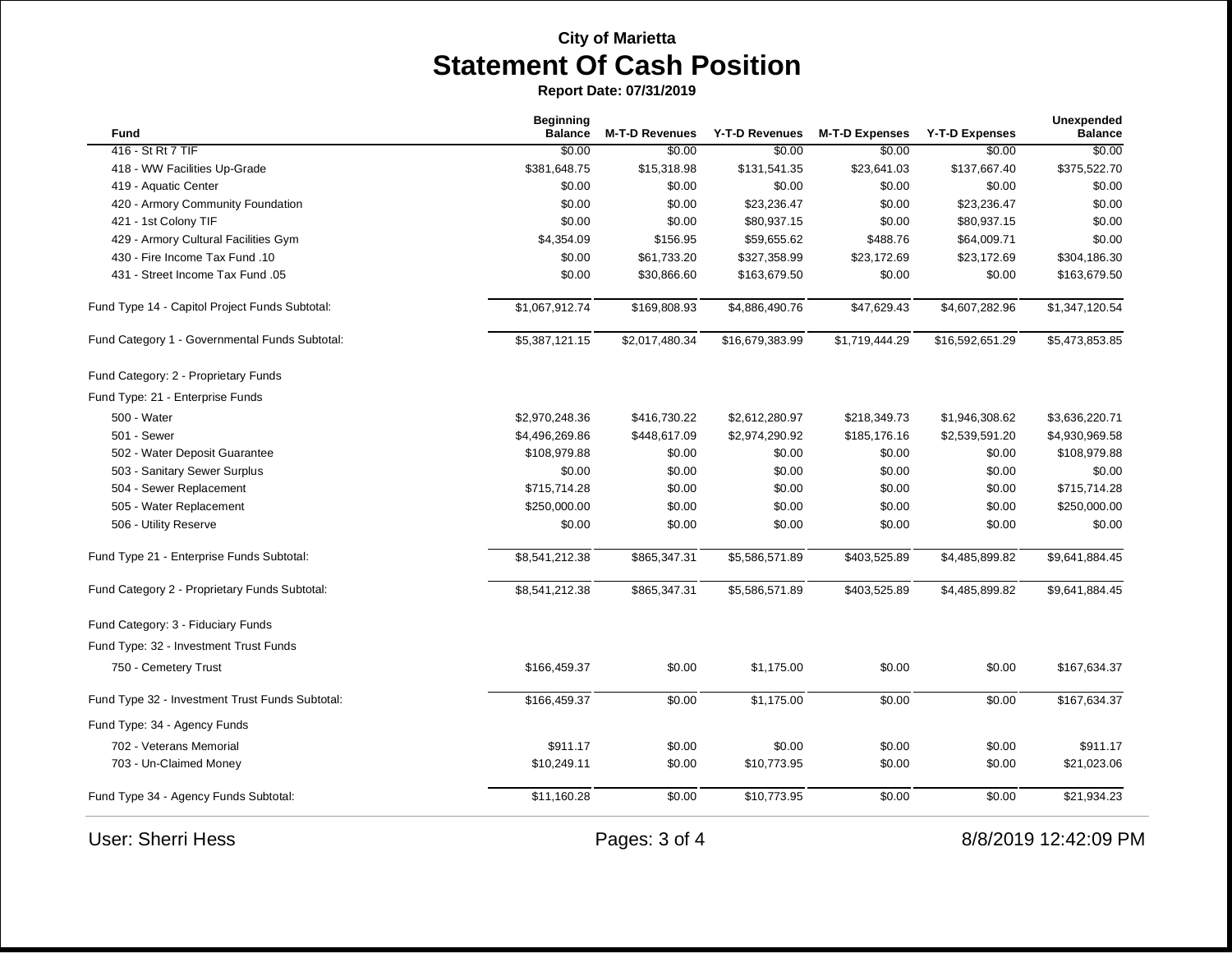**City of Marietta**

# Statement Of Cash Position

**Report Date: 07/31/2019**

| Fund | Beginning Balance | M-T-D Revenues | Y-T-D Revenues | M-T-D Expenses | Y-T-D Expenses | Unexpended Balance |
|---|---|---|---|---|---|---|
| 416 - St Rt 7 TIF | $0.00 | $0.00 | $0.00 | $0.00 | $0.00 | $0.00 |
| 418 - WW Facilities Up-Grade | $381,648.75 | $15,318.98 | $131,541.35 | $23,641.03 | $137,667.40 | $375,522.70 |
| 419 - Aquatic Center | $0.00 | $0.00 | $0.00 | $0.00 | $0.00 | $0.00 |
| 420 - Armory Community Foundation | $0.00 | $0.00 | $23,236.47 | $0.00 | $23,236.47 | $0.00 |
| 421 - 1st Colony TIF | $0.00 | $0.00 | $80,937.15 | $0.00 | $80,937.15 | $0.00 |
| 429 - Armory Cultural Facilities Gym | $4,354.09 | $156.95 | $59,655.62 | $488.76 | $64,009.71 | $0.00 |
| 430 - Fire Income Tax Fund .10 | $0.00 | $61,733.20 | $327,358.99 | $23,172.69 | $23,172.69 | $304,186.30 |
| 431 - Street Income Tax Fund .05 | $0.00 | $30,866.60 | $163,679.50 | $0.00 | $0.00 | $163,679.50 |
| Fund Type 14 - Capitol Project Funds Subtotal: | $1,067,912.74 | $169,808.93 | $4,886,490.76 | $47,629.43 | $4,607,282.96 | $1,347,120.54 |
| Fund Category 1 - Governmental Funds Subtotal: | $5,387,121.15 | $2,017,480.34 | $16,679,383.99 | $1,719,444.29 | $16,592,651.29 | $5,473,853.85 |
| Fund Category: 2 - Proprietary Funds | | | | | | |
| Fund Type: 21 - Enterprise Funds | | | | | | |
| 500 - Water | $2,970,248.36 | $416,730.22 | $2,612,280.97 | $218,349.73 | $1,946,308.62 | $3,636,220.71 |
| 501 - Sewer | $4,496,269.86 | $448,617.09 | $2,974,290.92 | $185,176.16 | $2,539,591.20 | $4,930,969.58 |
| 502 - Water Deposit Guarantee | $108,979.88 | $0.00 | $0.00 | $0.00 | $0.00 | $108,979.88 |
| 503 - Sanitary Sewer Surplus | $0.00 | $0.00 | $0.00 | $0.00 | $0.00 | $0.00 |
| 504 - Sewer Replacement | $715,714.28 | $0.00 | $0.00 | $0.00 | $0.00 | $715,714.28 |
| 505 - Water Replacement | $250,000.00 | $0.00 | $0.00 | $0.00 | $0.00 | $250,000.00 |
| 506 - Utility Reserve | $0.00 | $0.00 | $0.00 | $0.00 | $0.00 | $0.00 |
| Fund Type 21 - Enterprise Funds Subtotal: | $8,541,212.38 | $865,347.31 | $5,586,571.89 | $403,525.89 | $4,485,899.82 | $9,641,884.45 |
| Fund Category 2 - Proprietary Funds Subtotal: | $8,541,212.38 | $865,347.31 | $5,586,571.89 | $403,525.89 | $4,485,899.82 | $9,641,884.45 |
| Fund Category: 3 - Fiduciary Funds | | | | | | |
| Fund Type: 32 - Investment Trust Funds | | | | | | |
| 750 - Cemetery Trust | $166,459.37 | $0.00 | $1,175.00 | $0.00 | $0.00 | $167,634.37 |
| Fund Type 32 - Investment Trust Funds Subtotal: | $166,459.37 | $0.00 | $1,175.00 | $0.00 | $0.00 | $167,634.37 |
| Fund Type: 34 - Agency Funds | | | | | | |
| 702 - Veterans Memorial | $911.17 | $0.00 | $0.00 | $0.00 | $0.00 | $911.17 |
| 703 - Un-Claimed Money | $10,249.11 | $0.00 | $10,773.95 | $0.00 | $0.00 | $21,023.06 |
| Fund Type 34 - Agency Funds Subtotal: | $11,160.28 | $0.00 | $10,773.95 | $0.00 | $0.00 | $21,934.23 |

User: Sherri Hess

8/8/2019 12:42:09 PM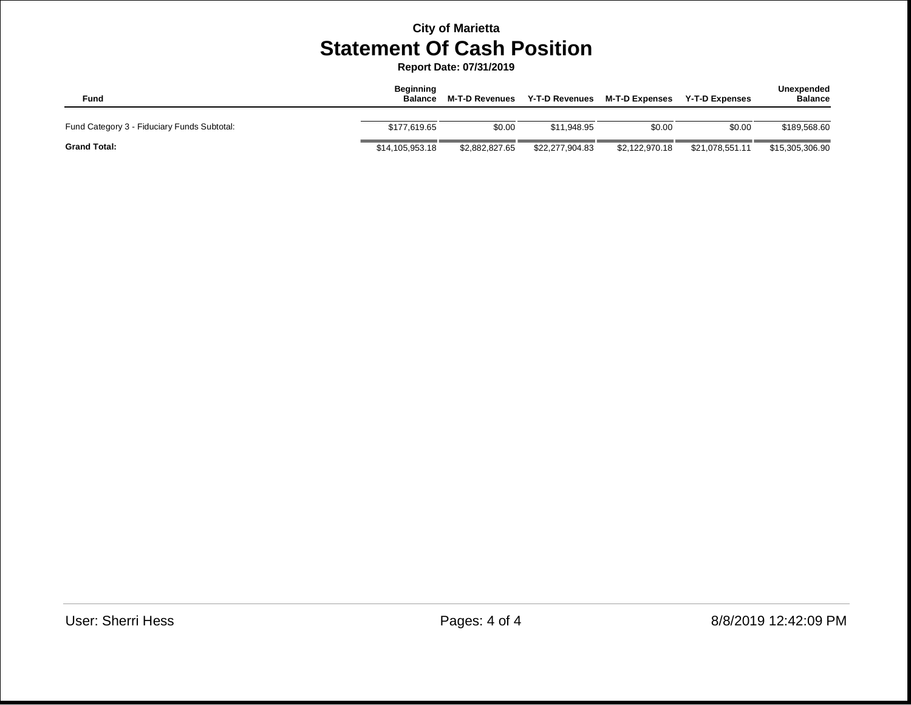**City of Marietta**

# Statement Of Cash Position

**Report Date: 07/31/2019**

| Fund | Beginning Balance | M-T-D Revenues | Y-T-D Revenues | M-T-D Expenses | Y-T-D Expenses | Unexpended Balance |
|---|---|---|---|---|---|---|
| Fund Category 3 - Fiduciary Funds Subtotal: | $177,619.65 | $0.00 | $11,948.95 | $0.00 | $0.00 | $189,568.60 |
| **Grand Total:** | $14,105,953.18 | $2,882,827.65 | $22,277,904.83 | $2,122,970.18 | $21,078,551.11 | $15,305,306.90 |

User: Sherri Hess

8/8/2019 12:42:09 PM